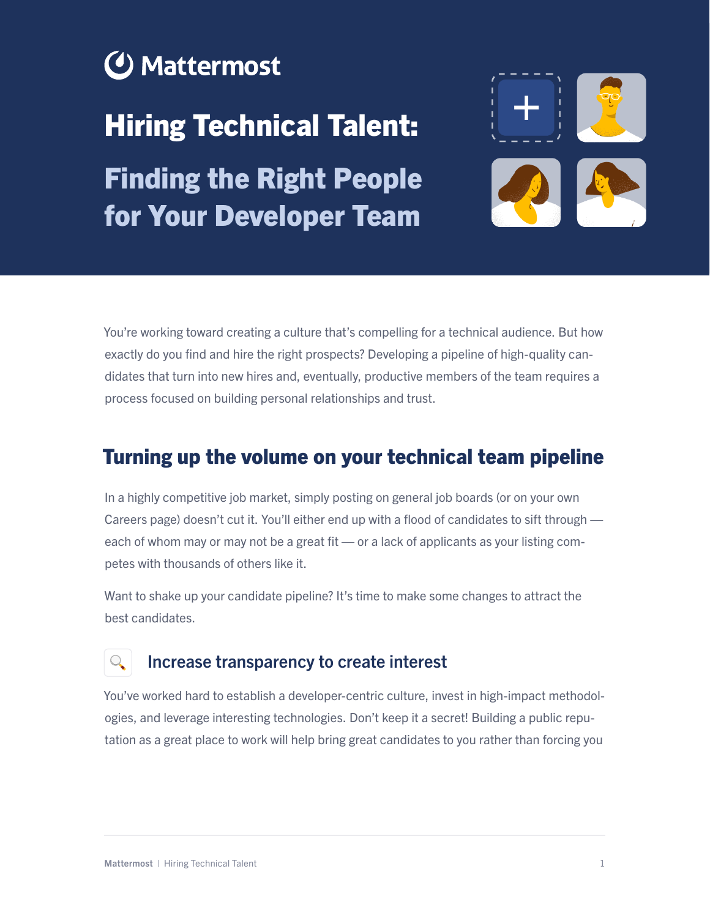Mattermost

# Hiring Technical Talent:

## Finding the Right People for Your Developer Team

You're working toward creating a culture that's compelling for a technical audience. But how exactly do you find and hire the right prospects? Developing a pipeline of high-quality candidates that turn into new hires and, eventually, productive members of the team requires a process focused on building personal relationships and trust.

## Turning up the volume on your technical team pipeline

In a highly competitive job market, simply posting on general job boards (or on your own Careers page) doesn't cut it. You'll either end up with a flood of candidates to sift through — each of whom may or may not be a great fit — or a lack of applicants as your listing competes with thousands of others like it.

Want to shake up your candidate pipeline? It's time to make some changes to attract the best candidates.

### Increase transparency to create interest

You've worked hard to establish a developer-centric culture, invest in high-impact methodologies, and leverage interesting technologies. Don't keep it a secret! Building a public reputation as a great place to work will help bring great candidates to you rather than forcing you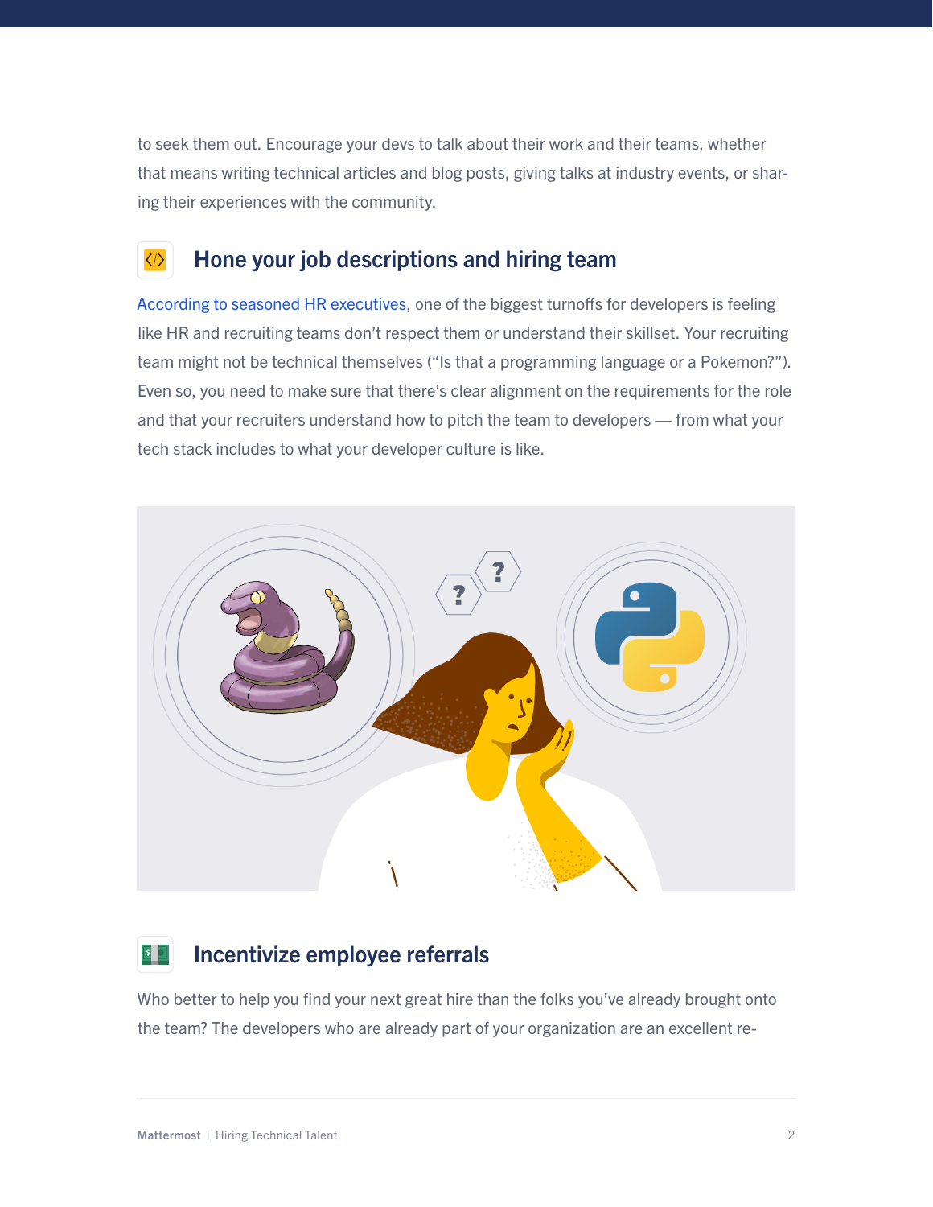to seek them out. Encourage your devs to talk about their work and their teams, whether that means writing technical articles and blog posts, giving talks at industry events, or sharing their experiences with the community.

## Hone your job descriptions and hiring team

According to seasoned HR executives, one of the biggest turnoffs for developers is feeling like HR and recruiting teams don't respect them or understand their skillset. Your recruiting team might not be technical themselves ("Is that a programming language or a Pokemon?"). Even so, you need to make sure that there's clear alignment on the requirements for the role and that your recruiters understand how to pitch the team to developers — from what your tech stack includes to what your developer culture is like.

## Incentivize employee referrals

Who better to help you find your next great hire than the folks you've already brought onto the team? The developers who are already part of your organization are an excellent re-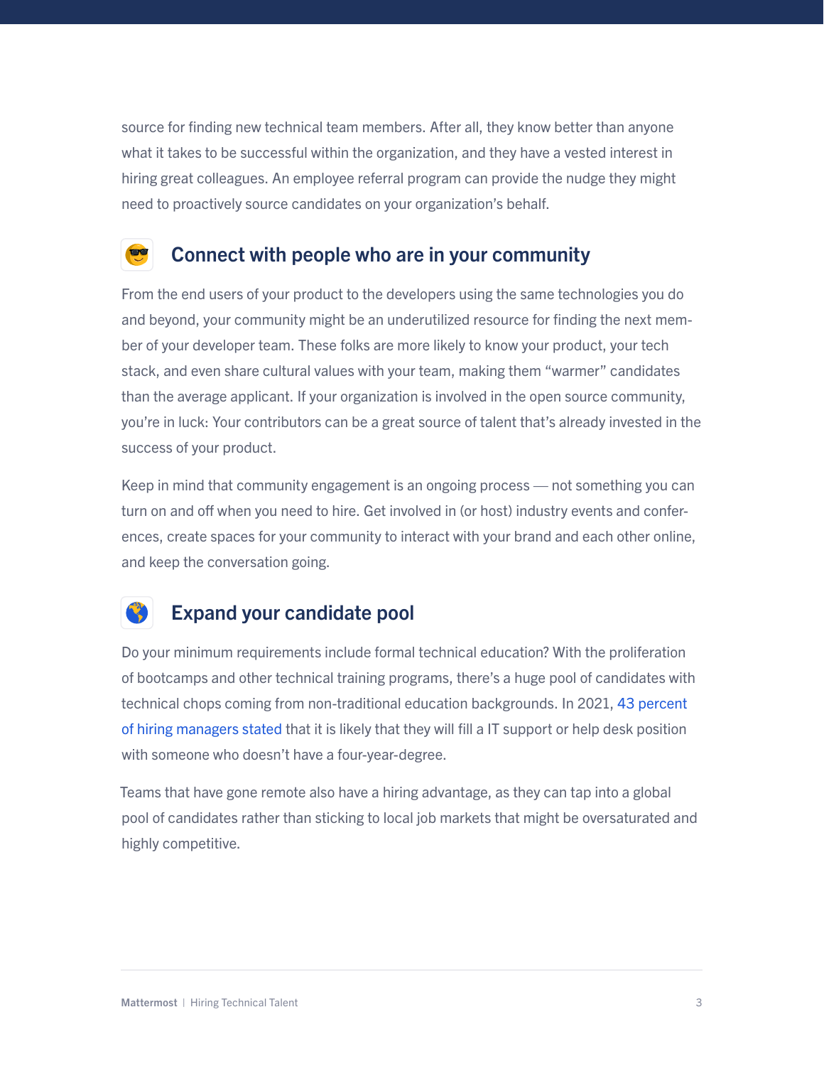source for finding new technical team members. After all, they know better than anyone what it takes to be successful within the organization, and they have a vested interest in hiring great colleagues. An employee referral program can provide the nudge they might need to proactively source candidates on your organization's behalf.

## 😎 Connect with people who are in your community

From the end users of your product to the developers using the same technologies you do and beyond, your community might be an underutilized resource for finding the next member of your developer team. These folks are more likely to know your product, your tech stack, and even share cultural values with your team, making them "warmer" candidates than the average applicant. If your organization is involved in the open source community, you're in luck: Your contributors can be a great source of talent that's already invested in the success of your product.

Keep in mind that community engagement is an ongoing process — not something you can turn on and off when you need to hire. Get involved in (or host) industry events and conferences, create spaces for your community to interact with your brand and each other online, and keep the conversation going.

## 🌎 Expand your candidate pool

Do your minimum requirements include formal technical education? With the proliferation of bootcamps and other technical training programs, there's a huge pool of candidates with technical chops coming from non-traditional education backgrounds. In 2021, 43 percent of hiring managers stated that it is likely that they will fill a IT support or help desk position with someone who doesn't have a four-year-degree.

Teams that have gone remote also have a hiring advantage, as they can tap into a global pool of candidates rather than sticking to local job markets that might be oversaturated and highly competitive.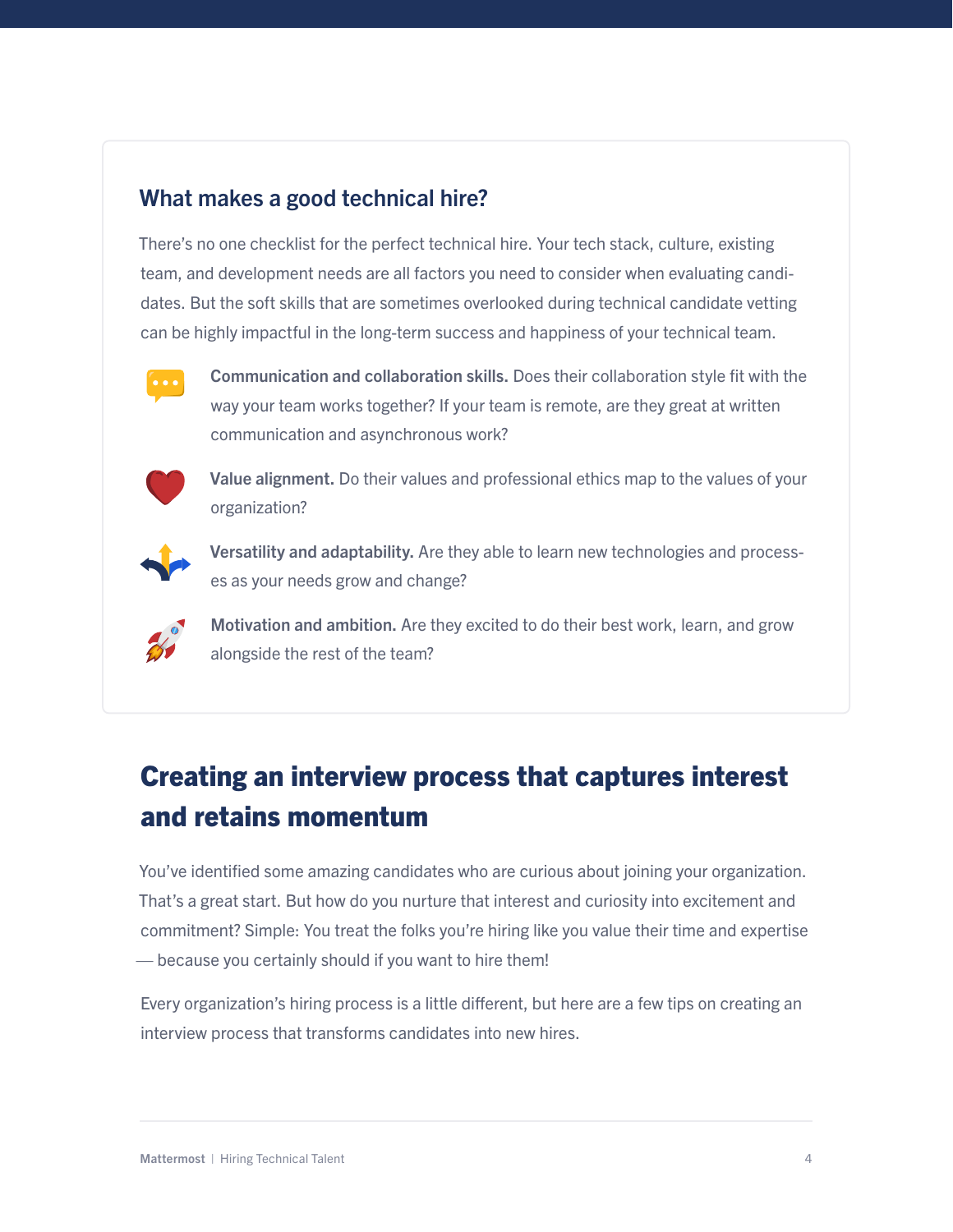### What makes a good technical hire?

There's no one checklist for the perfect technical hire. Your tech stack, culture, existing team, and development needs are all factors you need to consider when evaluating candidates. But the soft skills that are sometimes overlooked during technical candidate vetting can be highly impactful in the long-term success and happiness of your technical team.

- **Communication and collaboration skills.** Does their collaboration style fit with the way your team works together? If your team is remote, are they great at written communication and asynchronous work?
- **Value alignment.** Do their values and professional ethics map to the values of your organization?
- **Versatility and adaptability.** Are they able to learn new technologies and processes as your needs grow and change?
- **Motivation and ambition.** Are they excited to do their best work, learn, and grow alongside the rest of the team?

## Creating an interview process that captures interest and retains momentum

You've identified some amazing candidates who are curious about joining your organization. That's a great start. But how do you nurture that interest and curiosity into excitement and commitment? Simple: You treat the folks you're hiring like you value their time and expertise — because you certainly should if you want to hire them!

Every organization's hiring process is a little different, but here are a few tips on creating an interview process that transforms candidates into new hires.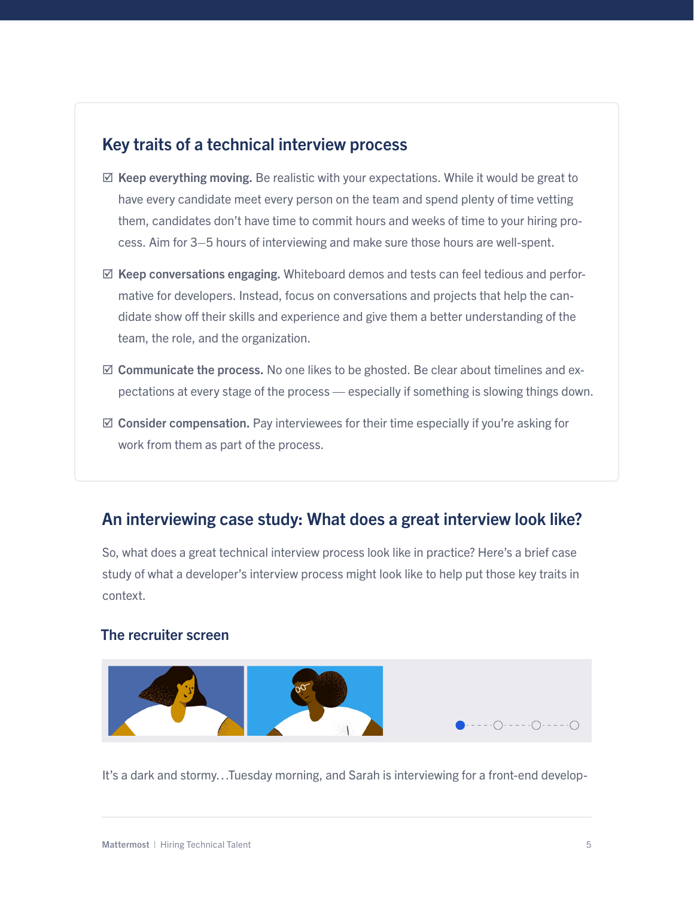## Key traits of a technical interview process

- ☑ **Keep everything moving.** Be realistic with your expectations. While it would be great to have every candidate meet every person on the team and spend plenty of time vetting them, candidates don't have time to commit hours and weeks of time to your hiring process. Aim for 3–5 hours of interviewing and make sure those hours are well-spent.
- ☑ **Keep conversations engaging.** Whiteboard demos and tests can feel tedious and performative for developers. Instead, focus on conversations and projects that help the candidate show off their skills and experience and give them a better understanding of the team, the role, and the organization.
- ☑ **Communicate the process.** No one likes to be ghosted. Be clear about timelines and expectations at every stage of the process — especially if something is slowing things down.
- ☑ **Consider compensation.** Pay interviewees for their time especially if you're asking for work from them as part of the process.

## An interviewing case study: What does a great interview look like?

So, what does a great technical interview process look like in practice? Here's a brief case study of what a developer's interview process might look like to help put those key traits in context.

### The recruiter screen

It's a dark and stormy…Tuesday morning, and Sarah is interviewing for a front-end develop-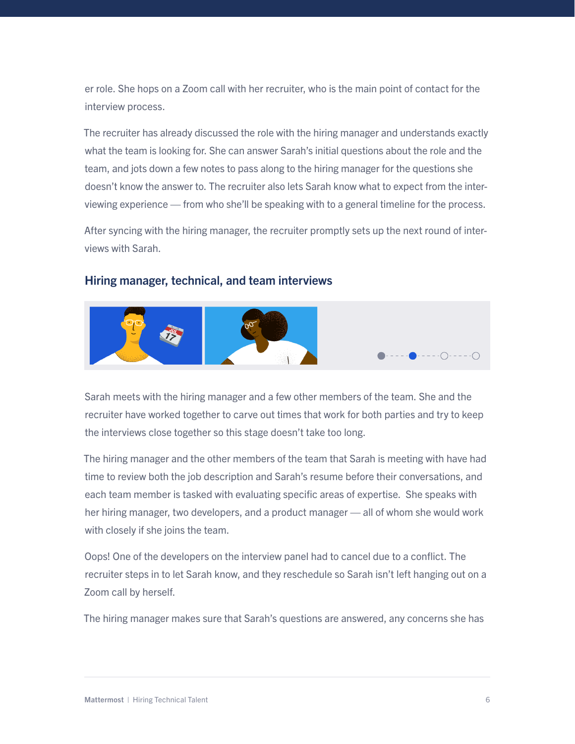er role. She hops on a Zoom call with her recruiter, who is the main point of contact for the interview process.

The recruiter has already discussed the role with the hiring manager and understands exactly what the team is looking for. She can answer Sarah's initial questions about the role and the team, and jots down a few notes to pass along to the hiring manager for the questions she doesn't know the answer to. The recruiter also lets Sarah know what to expect from the interviewing experience — from who she'll be speaking with to a general timeline for the process.

After syncing with the hiring manager, the recruiter promptly sets up the next round of interviews with Sarah.

## Hiring manager, technical, and team interviews

Sarah meets with the hiring manager and a few other members of the team. She and the recruiter have worked together to carve out times that work for both parties and try to keep the interviews close together so this stage doesn't take too long.

The hiring manager and the other members of the team that Sarah is meeting with have had time to review both the job description and Sarah's resume before their conversations, and each team member is tasked with evaluating specific areas of expertise. She speaks with her hiring manager, two developers, and a product manager — all of whom she would work with closely if she joins the team.

Oops! One of the developers on the interview panel had to cancel due to a conflict. The recruiter steps in to let Sarah know, and they reschedule so Sarah isn't left hanging out on a Zoom call by herself.

The hiring manager makes sure that Sarah's questions are answered, any concerns she has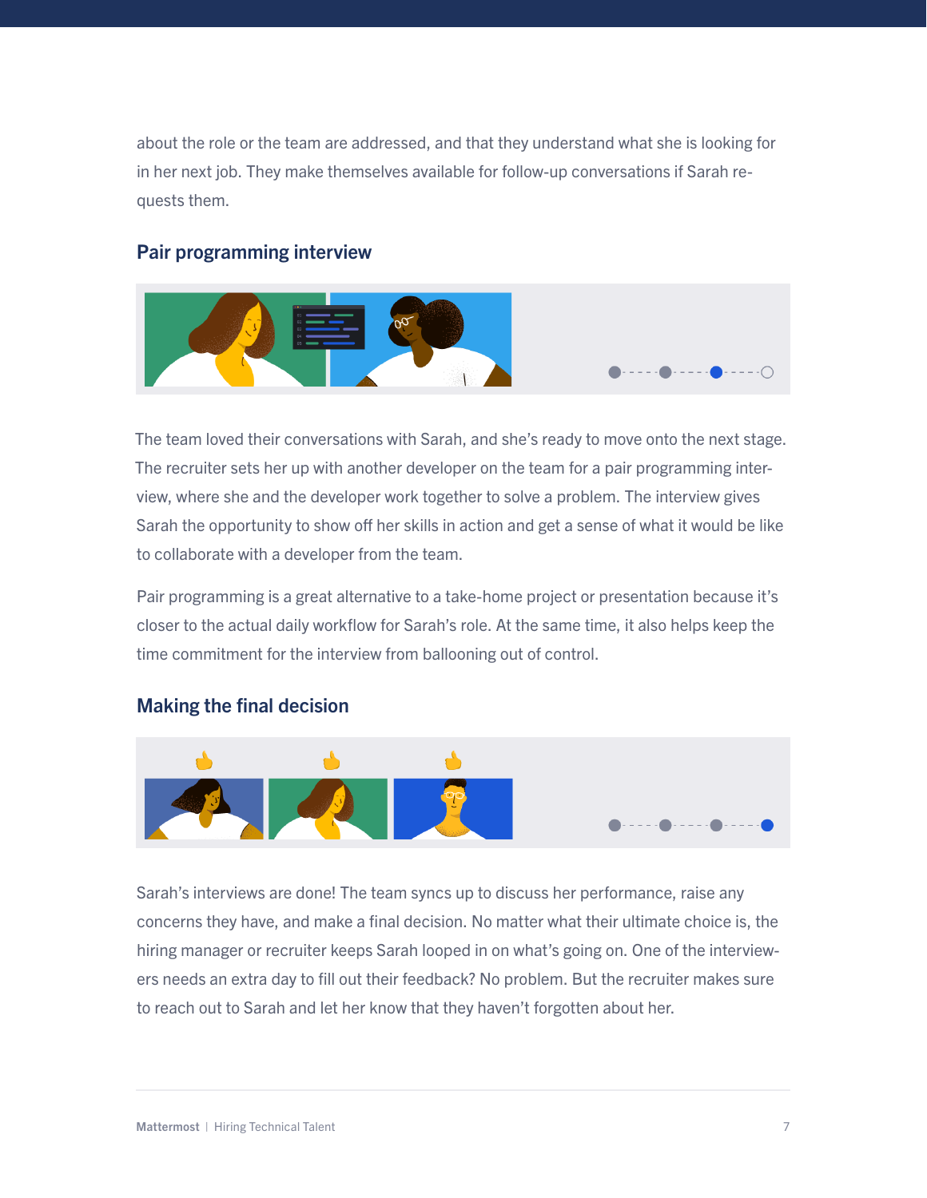about the role or the team are addressed, and that they understand what she is looking for in her next job. They make themselves available for follow-up conversations if Sarah requests them.

### Pair programming interview

The team loved their conversations with Sarah, and she's ready to move onto the next stage. The recruiter sets her up with another developer on the team for a pair programming interview, where she and the developer work together to solve a problem. The interview gives Sarah the opportunity to show off her skills in action and get a sense of what it would be like to collaborate with a developer from the team.

Pair programming is a great alternative to a take-home project or presentation because it's closer to the actual daily workflow for Sarah's role. At the same time, it also helps keep the time commitment for the interview from ballooning out of control.

### Making the final decision

Sarah's interviews are done! The team syncs up to discuss her performance, raise any concerns they have, and make a final decision. No matter what their ultimate choice is, the hiring manager or recruiter keeps Sarah looped in on what's going on. One of the interviewers needs an extra day to fill out their feedback? No problem. But the recruiter makes sure to reach out to Sarah and let her know that they haven't forgotten about her.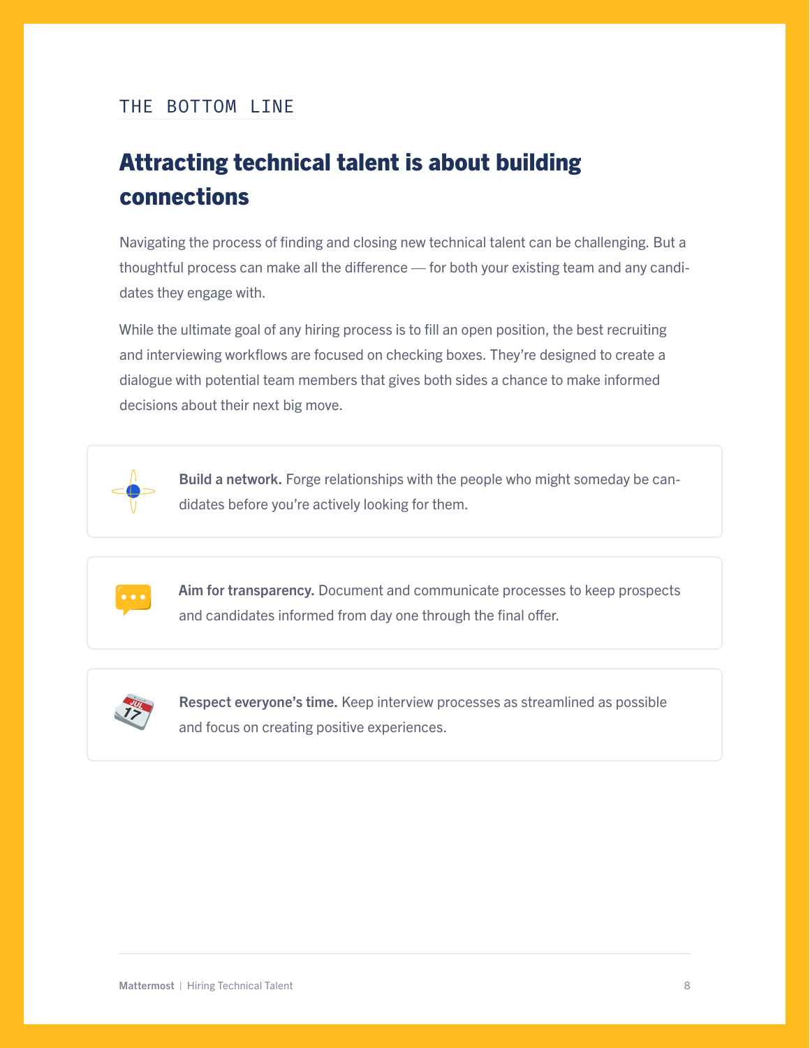THE BOTTOM LINE

## Attracting technical talent is about building connections

Navigating the process of finding and closing new technical talent can be challenging. But a thoughtful process can make all the difference — for both your existing team and any candidates they engage with.

While the ultimate goal of any hiring process is to fill an open position, the best recruiting and interviewing workflows are focused on checking boxes. They're designed to create a dialogue with potential team members that gives both sides a chance to make informed decisions about their next big move.

**Build a network.** Forge relationships with the people who might someday be candidates before you're actively looking for them.

**Aim for transparency.** Document and communicate processes to keep prospects and candidates informed from day one through the final offer.

**Respect everyone's time.** Keep interview processes as streamlined as possible and focus on creating positive experiences.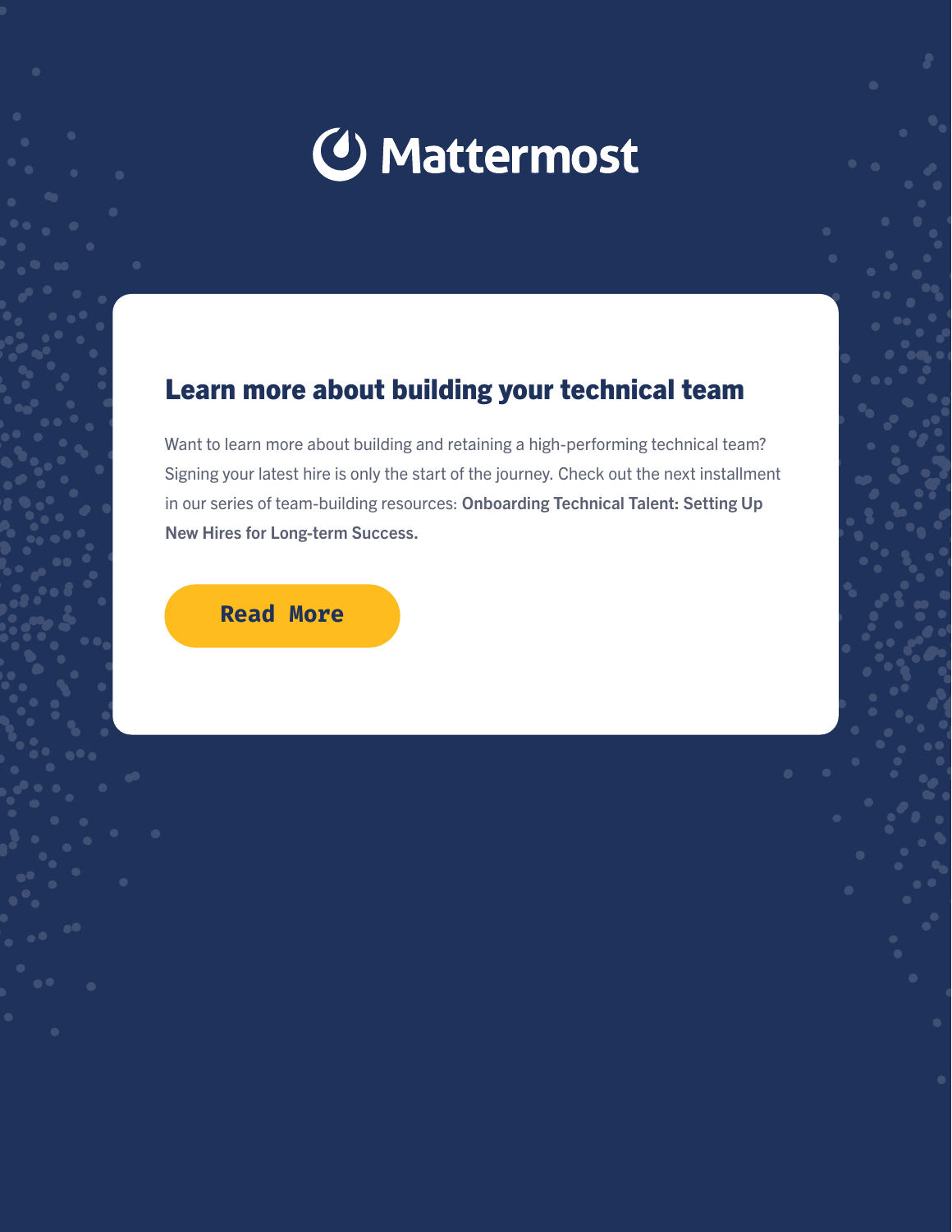Mattermost

## Learn more about building your technical team

Want to learn more about building and retaining a high-performing technical team? Signing your latest hire is only the start of the journey. Check out the next installment in our series of team-building resources: **Onboarding Technical Talent: Setting Up New Hires for Long-term Success.**

Read More